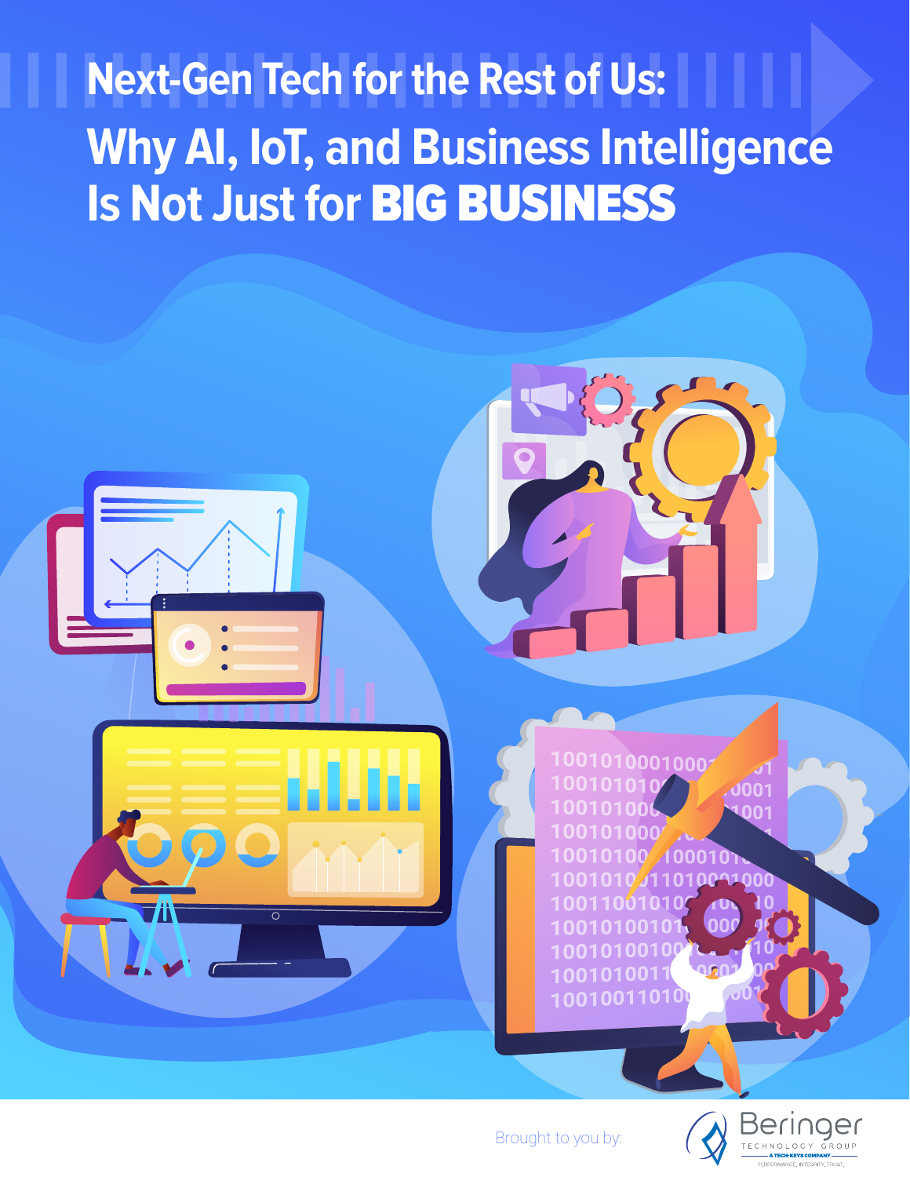# Next-Gen Tech for the Rest of Us:

# Why AI, IoT, and Business Intelligence Is Not Just for **BIG BUSINESS**

Brought to you by:

Beringer

TECHNOLOGY GROUP

A TECH-KEYS COMPANY

PERFORMANCE. INTEGRITY. TRUST.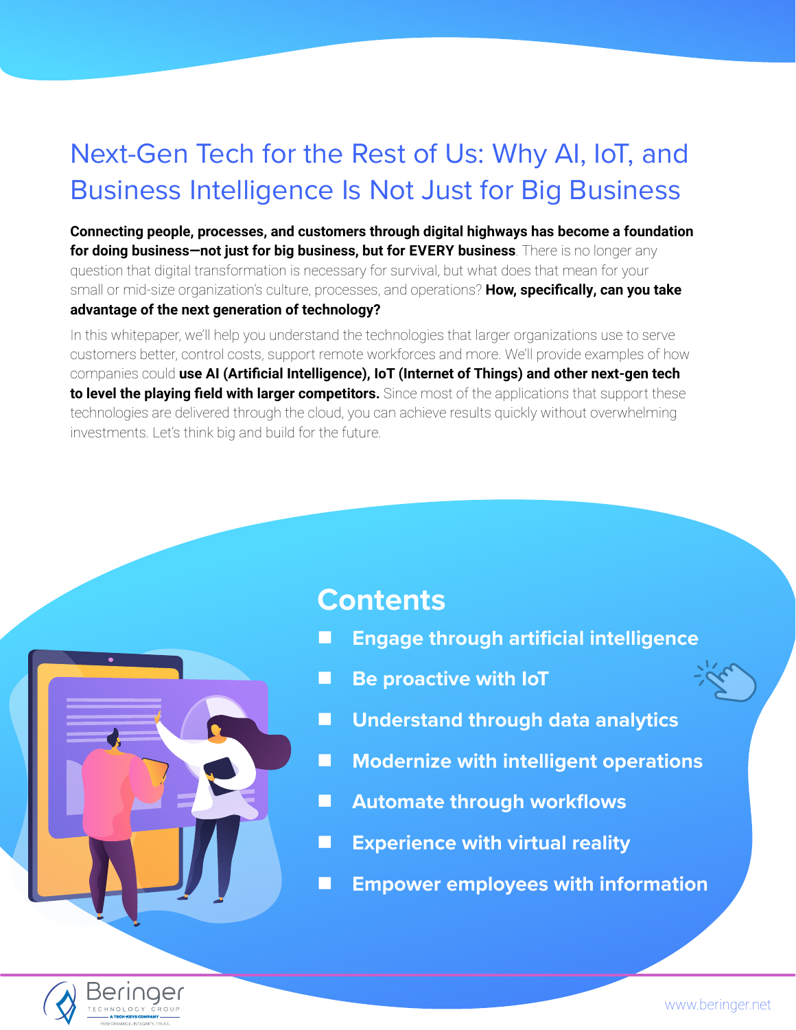# Next-Gen Tech for the Rest of Us: Why AI, IoT, and Business Intelligence Is Not Just for Big Business

**Connecting people, processes, and customers through digital highways has become a foundation for doing business—not just for big business, but for EVERY business**. There is no longer any question that digital transformation is necessary for survival, but what does that mean for your small or mid-size organization's culture, processes, and operations? **How, specifically, can you take advantage of the next generation of technology?**

In this whitepaper, we'll help you understand the technologies that larger organizations use to serve customers better, control costs, support remote workforces and more. We'll provide examples of how companies could **use AI (Artificial Intelligence), IoT (Internet of Things) and other next-gen tech to level the playing field with larger competitors.** Since most of the applications that support these technologies are delivered through the cloud, you can achieve results quickly without overwhelming investments. Let's think big and build for the future.

## Contents

- Engage through artificial intelligence
- Be proactive with IoT
- Understand through data analytics
- Modernize with intelligent operations
- Automate through workflows
- Experience with virtual reality
- Empower employees with information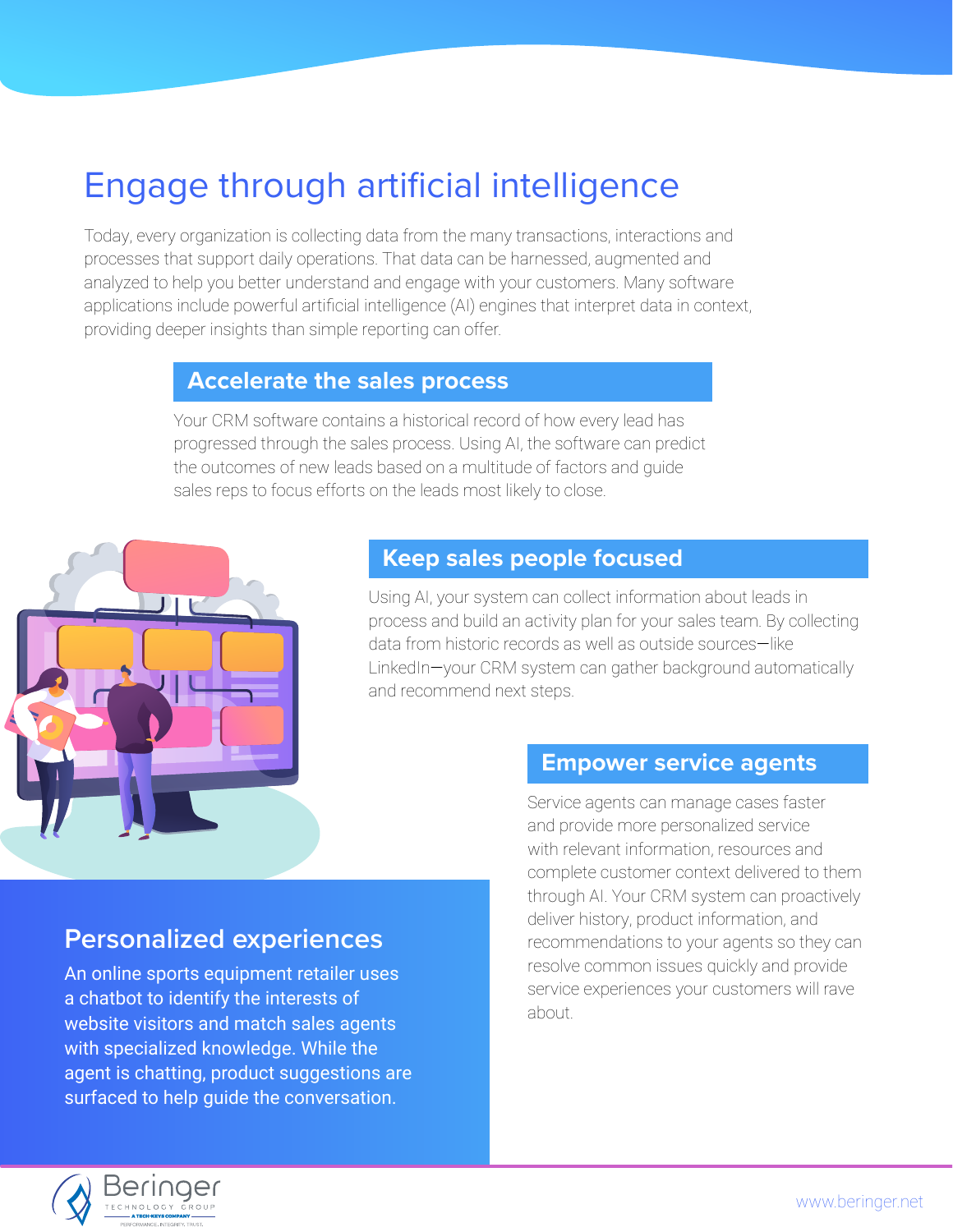# Engage through artificial intelligence

Today, every organization is collecting data from the many transactions, interactions and processes that support daily operations. That data can be harnessed, augmented and analyzed to help you better understand and engage with your customers. Many software applications include powerful artificial intelligence (AI) engines that interpret data in context, providing deeper insights than simple reporting can offer.

## Accelerate the sales process

Your CRM software contains a historical record of how every lead has progressed through the sales process. Using AI, the software can predict the outcomes of new leads based on a multitude of factors and guide sales reps to focus efforts on the leads most likely to close.

## Keep sales people focused

Using AI, your system can collect information about leads in process and build an activity plan for your sales team. By collecting data from historic records as well as outside sources—like LinkedIn—your CRM system can gather background automatically and recommend next steps.

## Empower service agents

Service agents can manage cases faster and provide more personalized service with relevant information, resources and complete customer context delivered to them through AI. Your CRM system can proactively deliver history, product information, and recommendations to your agents so they can resolve common issues quickly and provide service experiences your customers will rave about.

## Personalized experiences

An online sports equipment retailer uses a chatbot to identify the interests of website visitors and match sales agents with specialized knowledge. While the agent is chatting, product suggestions are surfaced to help guide the conversation.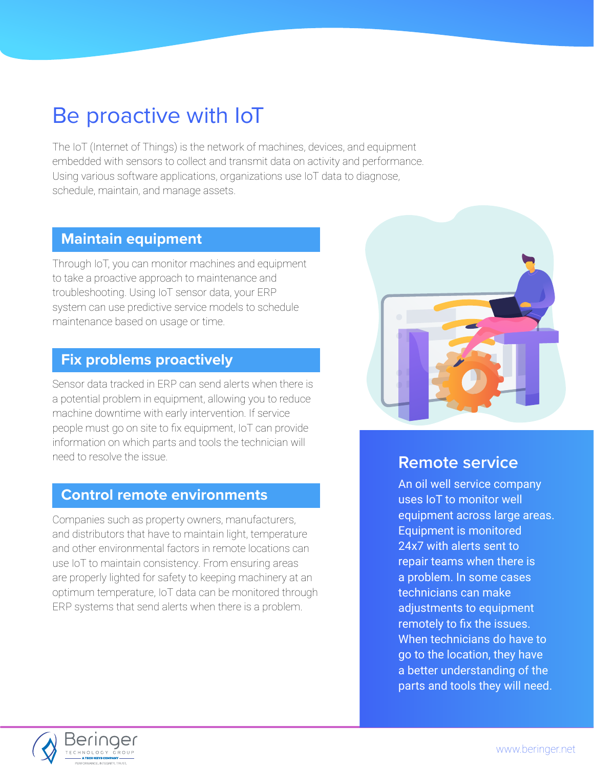# Be proactive with IoT

The IoT (Internet of Things) is the network of machines, devices, and equipment embedded with sensors to collect and transmit data on activity and performance. Using various software applications, organizations use IoT data to diagnose, schedule, maintain, and manage assets.

## Maintain equipment

Through IoT, you can monitor machines and equipment to take a proactive approach to maintenance and troubleshooting. Using IoT sensor data, your ERP system can use predictive service models to schedule maintenance based on usage or time.

## Fix problems proactively

Sensor data tracked in ERP can send alerts when there is a potential problem in equipment, allowing you to reduce machine downtime with early intervention. If service people must go on site to fix equipment, IoT can provide information on which parts and tools the technician will need to resolve the issue.

## Control remote environments

Companies such as property owners, manufacturers, and distributors that have to maintain light, temperature and other environmental factors in remote locations can use IoT to maintain consistency. From ensuring areas are properly lighted for safety to keeping machinery at an optimum temperature, IoT data can be monitored through ERP systems that send alerts when there is a problem.

## Remote service

An oil well service company uses IoT to monitor well equipment across large areas. Equipment is monitored 24x7 with alerts sent to repair teams when there is a problem. In some cases technicians can make adjustments to equipment remotely to fix the issues. When technicians do have to go to the location, they have a better understanding of the parts and tools they will need.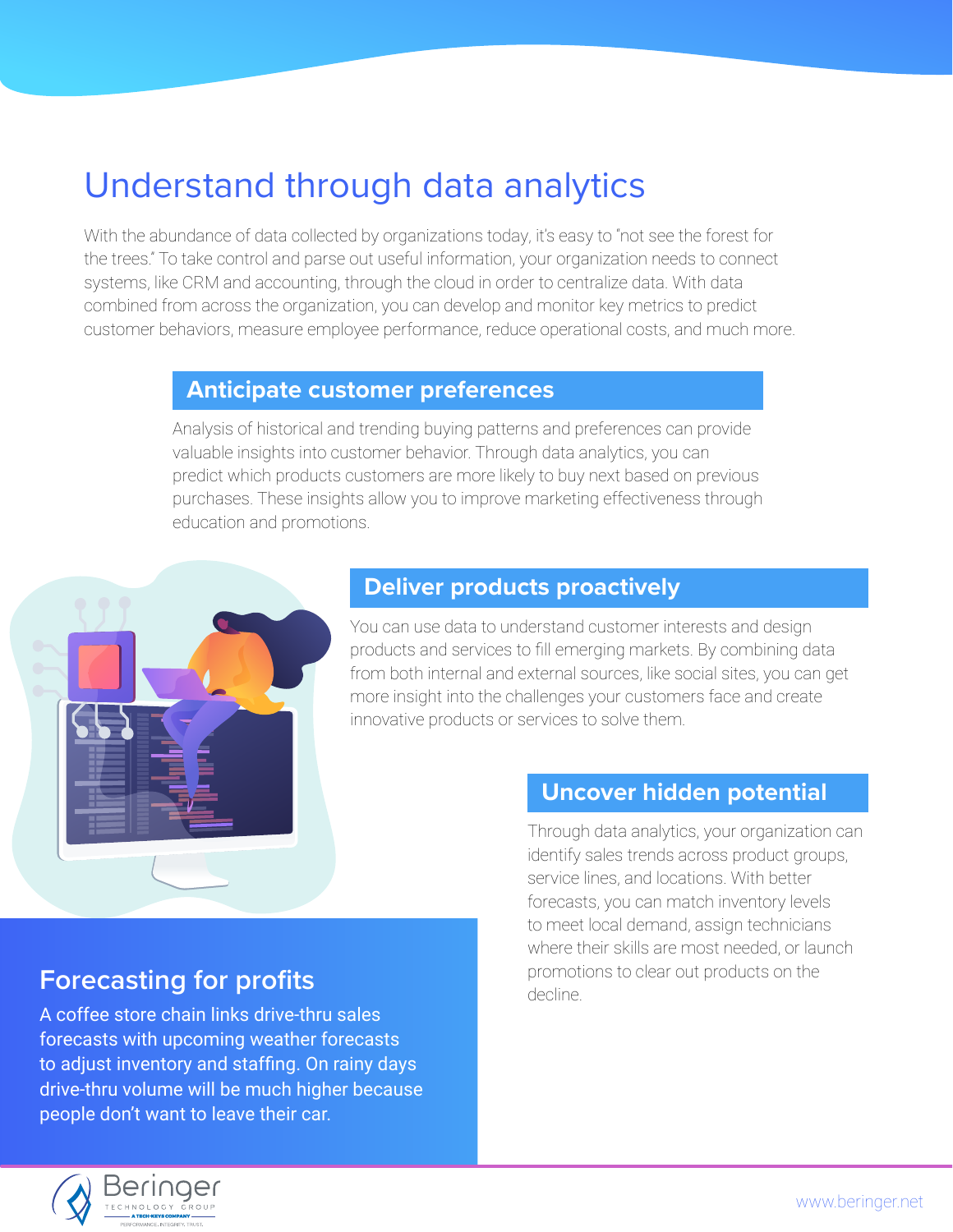# Understand through data analytics

With the abundance of data collected by organizations today, it's easy to "not see the forest for the trees." To take control and parse out useful information, your organization needs to connect systems, like CRM and accounting, through the cloud in order to centralize data. With data combined from across the organization, you can develop and monitor key metrics to predict customer behaviors, measure employee performance, reduce operational costs, and much more.

## Anticipate customer preferences

Analysis of historical and trending buying patterns and preferences can provide valuable insights into customer behavior. Through data analytics, you can predict which products customers are more likely to buy next based on previous purchases. These insights allow you to improve marketing effectiveness through education and promotions.

## Deliver products proactively

You can use data to understand customer interests and design products and services to fill emerging markets. By combining data from both internal and external sources, like social sites, you can get more insight into the challenges your customers face and create innovative products or services to solve them.

## Uncover hidden potential

Through data analytics, your organization can identify sales trends across product groups, service lines, and locations. With better forecasts, you can match inventory levels to meet local demand, assign technicians where their skills are most needed, or launch promotions to clear out products on the decline.

## Forecasting for profits

A coffee store chain links drive-thru sales forecasts with upcoming weather forecasts to adjust inventory and staffing. On rainy days drive-thru volume will be much higher because people don't want to leave their car.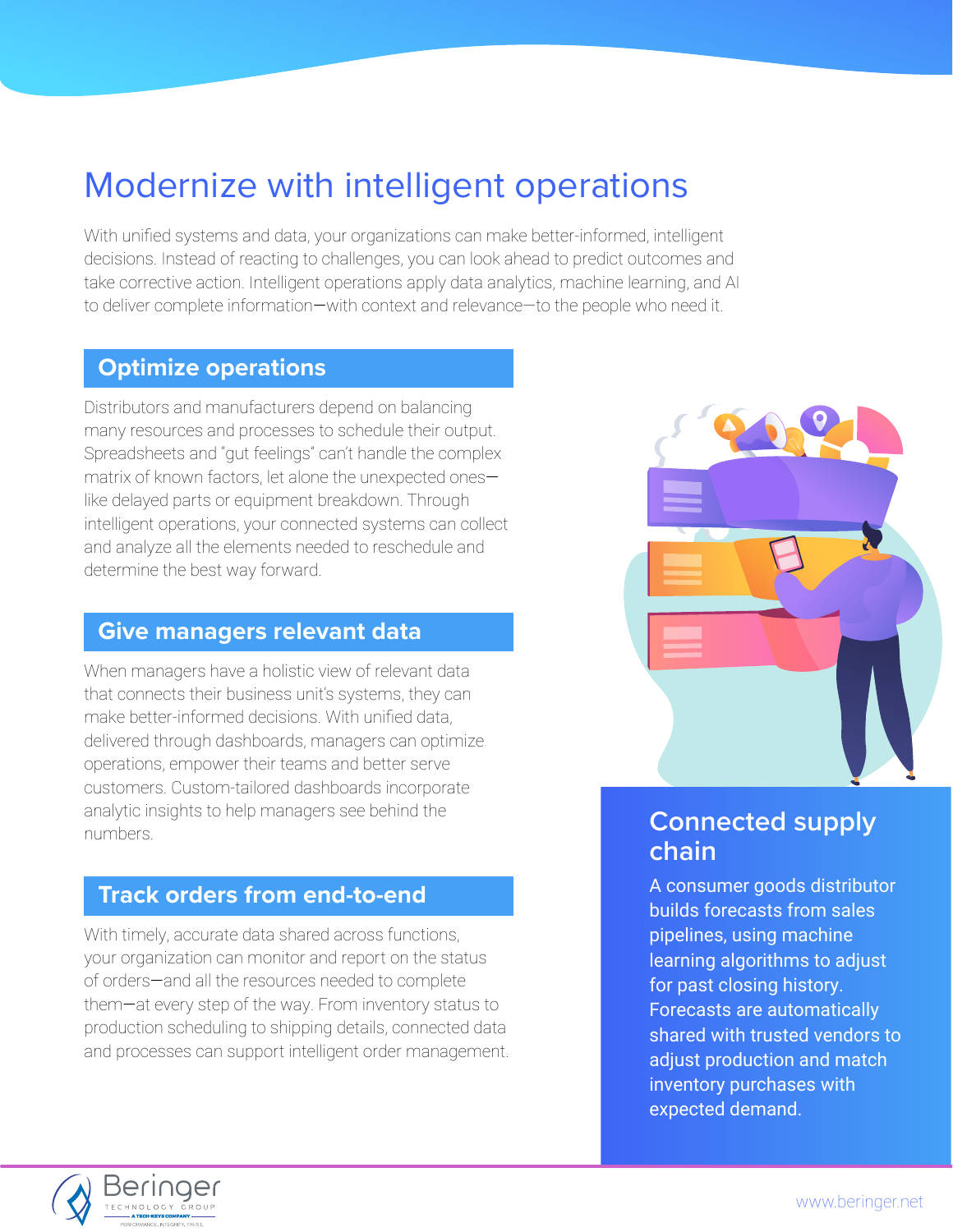# Modernize with intelligent operations

With unified systems and data, your organizations can make better-informed, intelligent decisions. Instead of reacting to challenges, you can look ahead to predict outcomes and take corrective action. Intelligent operations apply data analytics, machine learning, and AI to deliver complete information—with context and relevance—to the people who need it.

## Optimize operations

Distributors and manufacturers depend on balancing many resources and processes to schedule their output. Spreadsheets and "gut feelings" can't handle the complex matrix of known factors, let alone the unexpected ones—like delayed parts or equipment breakdown. Through intelligent operations, your connected systems can collect and analyze all the elements needed to reschedule and determine the best way forward.

## Give managers relevant data

When managers have a holistic view of relevant data that connects their business unit's systems, they can make better-informed decisions. With unified data, delivered through dashboards, managers can optimize operations, empower their teams and better serve customers. Custom-tailored dashboards incorporate analytic insights to help managers see behind the numbers.

## Track orders from end-to-end

With timely, accurate data shared across functions, your organization can monitor and report on the status of orders—and all the resources needed to complete them—at every step of the way. From inventory status to production scheduling to shipping details, connected data and processes can support intelligent order management.

## Connected supply chain

A consumer goods distributor builds forecasts from sales pipelines, using machine learning algorithms to adjust for past closing history. Forecasts are automatically shared with trusted vendors to adjust production and match inventory purchases with expected demand.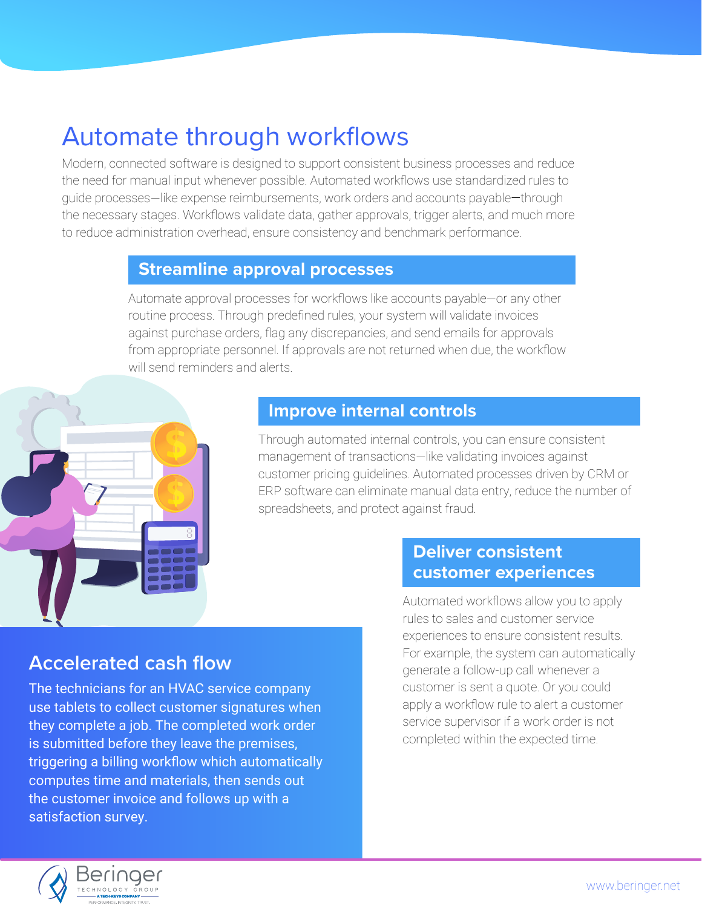# Automate through workflows

Modern, connected software is designed to support consistent business processes and reduce the need for manual input whenever possible. Automated workflows use standardized rules to guide processes—like expense reimbursements, work orders and accounts payable—through the necessary stages. Workflows validate data, gather approvals, trigger alerts, and much more to reduce administration overhead, ensure consistency and benchmark performance.

## Streamline approval processes

Automate approval processes for workflows like accounts payable—or any other routine process. Through predefined rules, your system will validate invoices against purchase orders, flag any discrepancies, and send emails for approvals from appropriate personnel. If approvals are not returned when due, the workflow will send reminders and alerts.

## Improve internal controls

Through automated internal controls, you can ensure consistent management of transactions—like validating invoices against customer pricing guidelines. Automated processes driven by CRM or ERP software can eliminate manual data entry, reduce the number of spreadsheets, and protect against fraud.

## Deliver consistent customer experiences

Automated workflows allow you to apply rules to sales and customer service experiences to ensure consistent results. For example, the system can automatically generate a follow-up call whenever a customer is sent a quote. Or you could apply a workflow rule to alert a customer service supervisor if a work order is not completed within the expected time.

## Accelerated cash flow

The technicians for an HVAC service company use tablets to collect customer signatures when they complete a job. The completed work order is submitted before they leave the premises, triggering a billing workflow which automatically computes time and materials, then sends out the customer invoice and follows up with a satisfaction survey.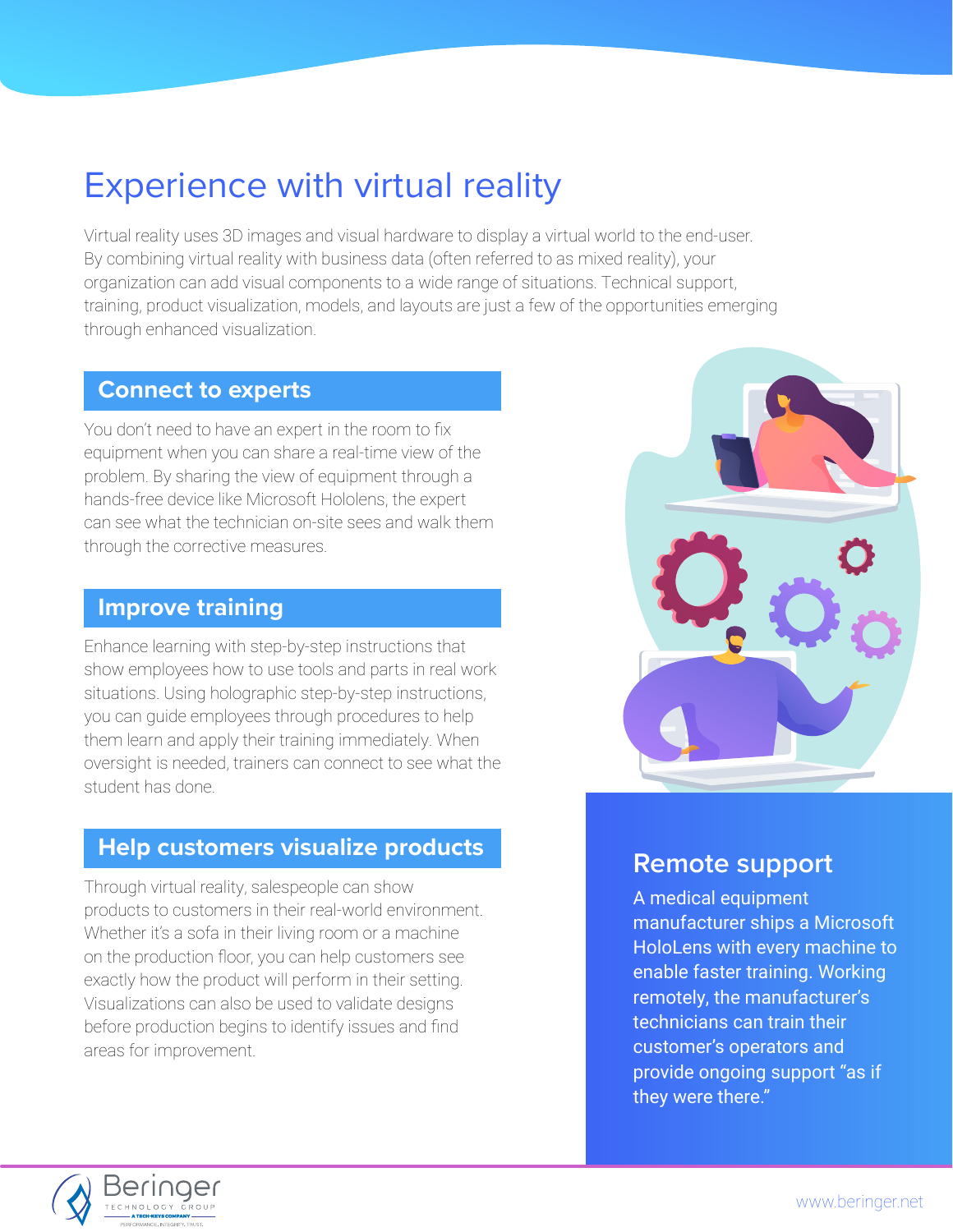# Experience with virtual reality

Virtual reality uses 3D images and visual hardware to display a virtual world to the end-user. By combining virtual reality with business data (often referred to as mixed reality), your organization can add visual components to a wide range of situations. Technical support, training, product visualization, models, and layouts are just a few of the opportunities emerging through enhanced visualization.

## Connect to experts

You don't need to have an expert in the room to fix equipment when you can share a real-time view of the problem. By sharing the view of equipment through a hands-free device like Microsoft Hololens, the expert can see what the technician on-site sees and walk them through the corrective measures.

## Improve training

Enhance learning with step-by-step instructions that show employees how to use tools and parts in real work situations. Using holographic step-by-step instructions, you can guide employees through procedures to help them learn and apply their training immediately. When oversight is needed, trainers can connect to see what the student has done.

## Help customers visualize products

Through virtual reality, salespeople can show products to customers in their real-world environment. Whether it's a sofa in their living room or a machine on the production floor, you can help customers see exactly how the product will perform in their setting. Visualizations can also be used to validate designs before production begins to identify issues and find areas for improvement.

## Remote support

A medical equipment manufacturer ships a Microsoft HoloLens with every machine to enable faster training. Working remotely, the manufacturer's technicians can train their customer's operators and provide ongoing support "as if they were there."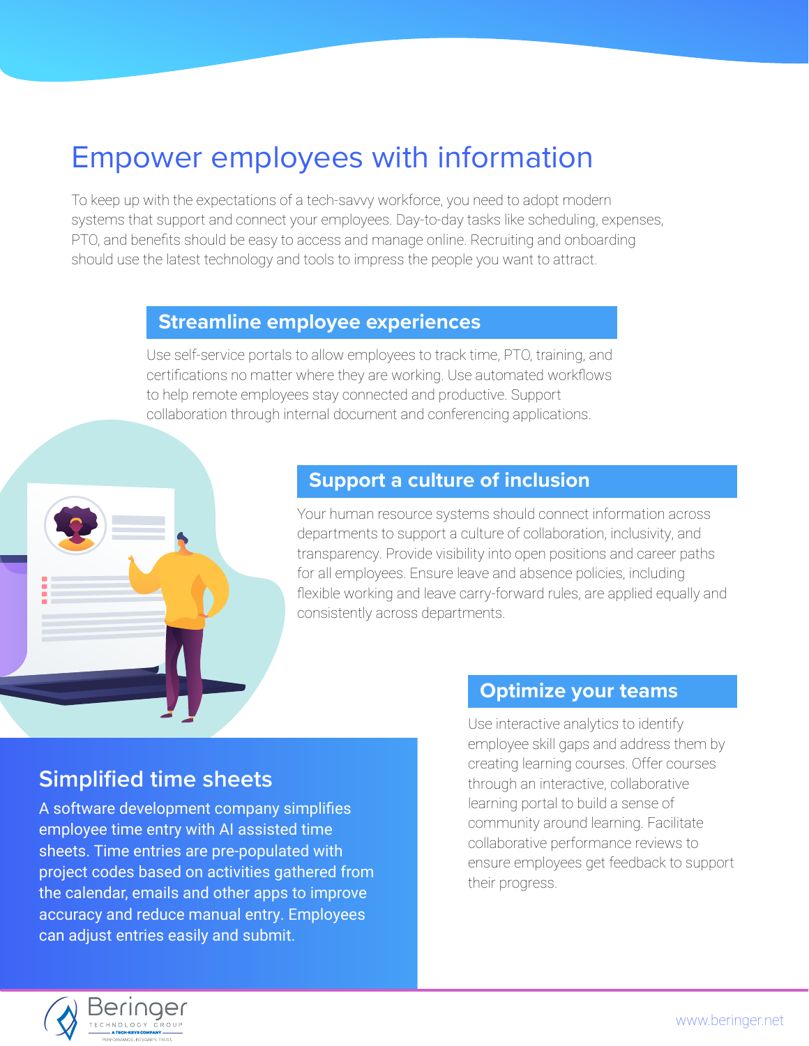# Empower employees with information

To keep up with the expectations of a tech-savvy workforce, you need to adopt modern systems that support and connect your employees. Day-to-day tasks like scheduling, expenses, PTO, and benefits should be easy to access and manage online. Recruiting and onboarding should use the latest technology and tools to impress the people you want to attract.

## Streamline employee experiences

Use self-service portals to allow employees to track time, PTO, training, and certifications no matter where they are working. Use automated workflows to help remote employees stay connected and productive. Support collaboration through internal document and conferencing applications.

## Support a culture of inclusion

Your human resource systems should connect information across departments to support a culture of collaboration, inclusivity, and transparency. Provide visibility into open positions and career paths for all employees. Ensure leave and absence policies, including flexible working and leave carry-forward rules, are applied equally and consistently across departments.

## Optimize your teams

Use interactive analytics to identify employee skill gaps and address them by creating learning courses. Offer courses through an interactive, collaborative learning portal to build a sense of community around learning. Facilitate collaborative performance reviews to ensure employees get feedback to support their progress.

## Simplified time sheets

A software development company simplifies employee time entry with AI assisted time sheets. Time entries are pre-populated with project codes based on activities gathered from the calendar, emails and other apps to improve accuracy and reduce manual entry. Employees can adjust entries easily and submit.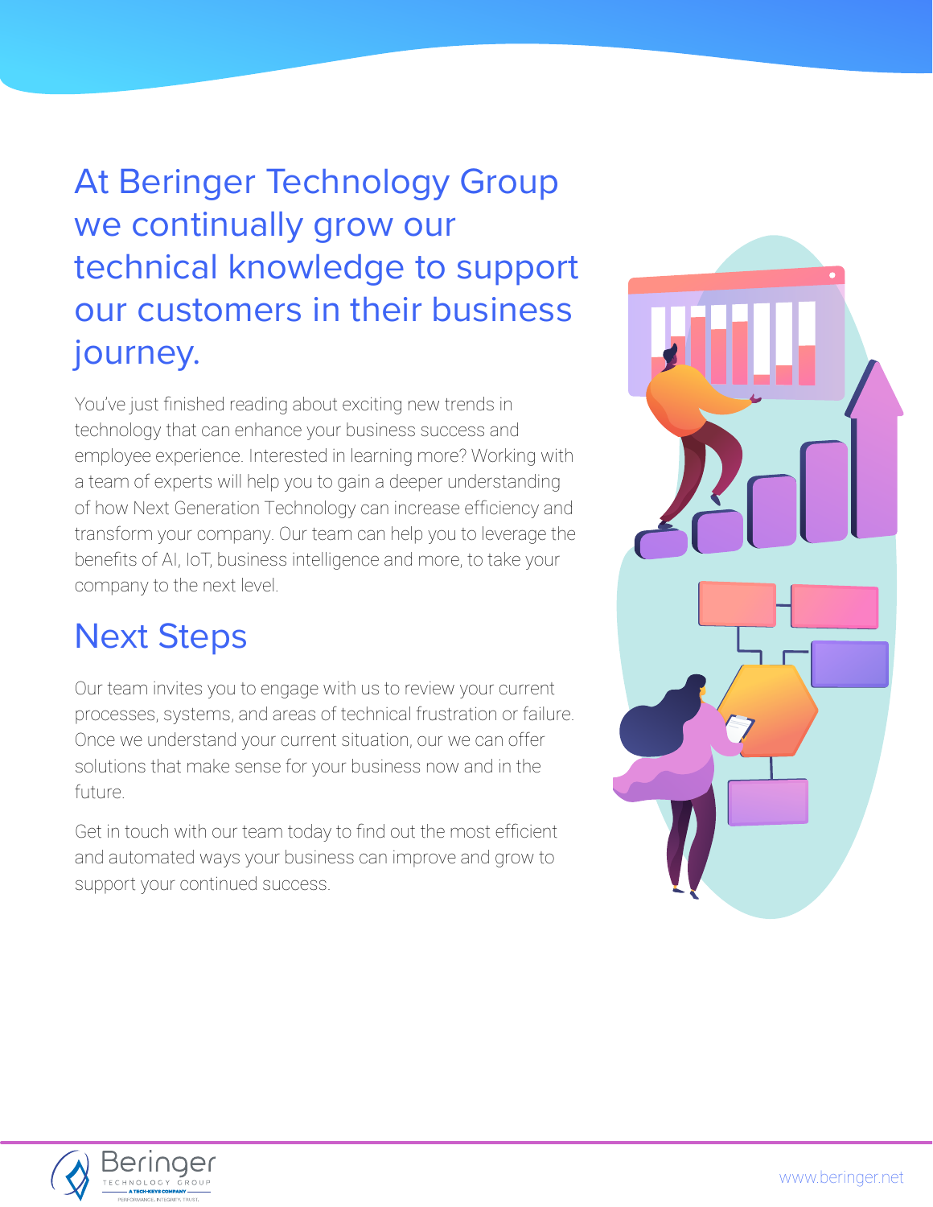# At Beringer Technology Group we continually grow our technical knowledge to support our customers in their business journey.

You've just finished reading about exciting new trends in technology that can enhance your business success and employee experience. Interested in learning more? Working with a team of experts will help you to gain a deeper understanding of how Next Generation Technology can increase efficiency and transform your company. Our team can help you to leverage the benefits of AI, IoT, business intelligence and more, to take your company to the next level.

## Next Steps

Our team invites you to engage with us to review your current processes, systems, and areas of technical frustration or failure. Once we understand your current situation, our we can offer solutions that make sense for your business now and in the future.

Get in touch with our team today to find out the most efficient and automated ways your business can improve and grow to support your continued success.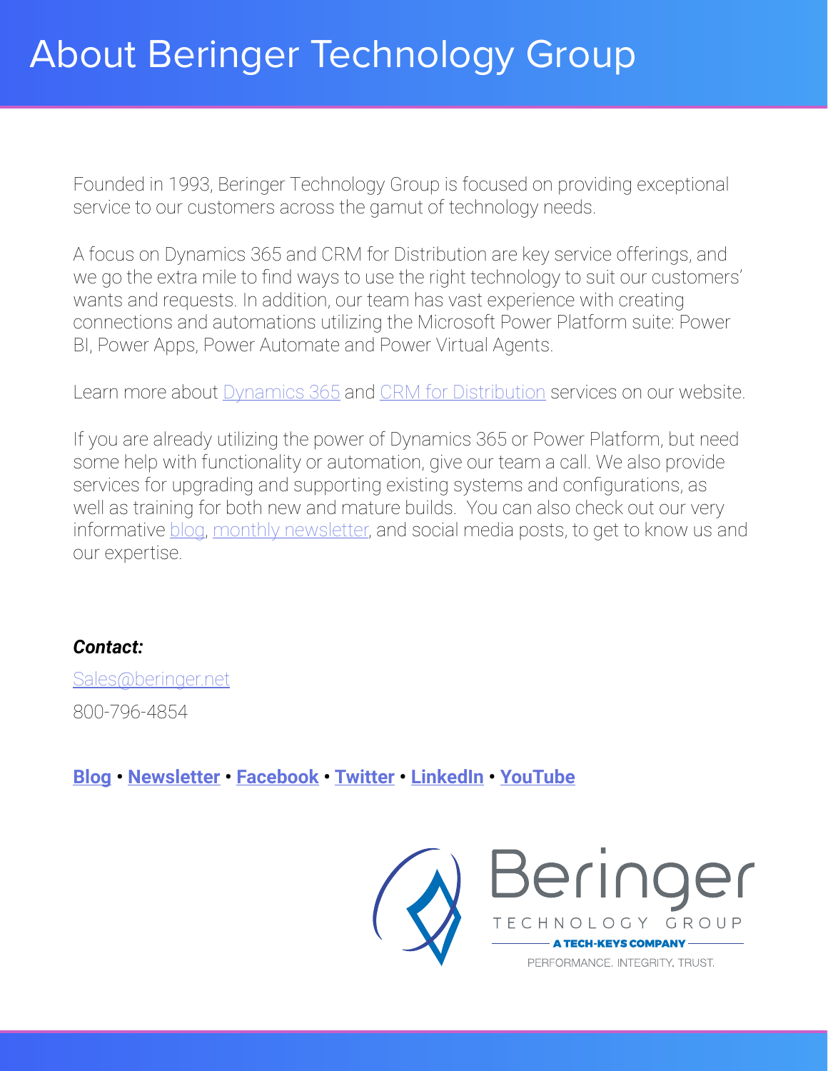# About Beringer Technology Group

Founded in 1993, Beringer Technology Group is focused on providing exceptional service to our customers across the gamut of technology needs.

A focus on Dynamics 365 and CRM for Distribution are key service offerings, and we go the extra mile to find ways to use the right technology to suit our customers' wants and requests. In addition, our team has vast experience with creating connections and automations utilizing the Microsoft Power Platform suite: Power BI, Power Apps, Power Automate and Power Virtual Agents.

Learn more about Dynamics 365 and CRM for Distribution services on our website.

If you are already utilizing the power of Dynamics 365 or Power Platform, but need some help with functionality or automation, give our team a call. We also provide services for upgrading and supporting existing systems and configurations, as well as training for both new and mature builds. You can also check out our very informative blog, monthly newsletter, and social media posts, to get to know us and our expertise.

***Contact:***

Sales@beringer.net

800-796-4854

**Blog** • **Newsletter** • **Facebook** • **Twitter** • **LinkedIn** • **YouTube**

Beringer
TECHNOLOGY GROUP
A TECH-KEYS COMPANY
PERFORMANCE. INTEGRITY. TRUST.